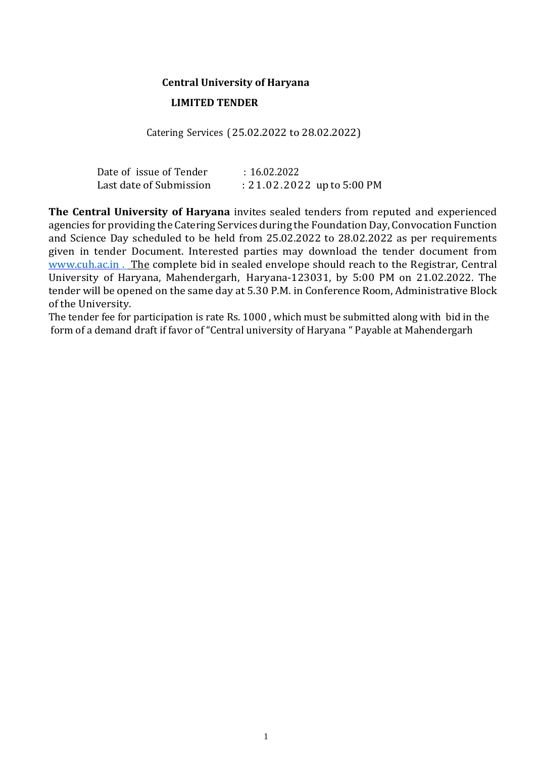**Central University of Haryana**

**LIMITED TENDER**

Catering Services (25.02.2022 to 28.02.2022)

Date of issue of Tender : 16.02.2022
Last date of Submission : 21.02.2022 up to 5:00 PM

**The Central University of Haryana** invites sealed tenders from reputed and experienced agencies for providing the Catering Services during the Foundation Day, Convocation Function and Science Day scheduled to be held from 25.02.2022 to 28.02.2022 as per requirements given in tender Document. Interested parties may download the tender document from www.cuh.ac.in . The complete bid in sealed envelope should reach to the Registrar, Central University of Haryana, Mahendergarh, Haryana-123031, by 5:00 PM on 21.02.2022. The tender will be opened on the same day at 5.30 P.M. in Conference Room, Administrative Block of the University.

The tender fee for participation is rate Rs. 1000 , which must be submitted along with bid in the form of a demand draft if favor of "Central university of Haryana " Payable at Mahendergarh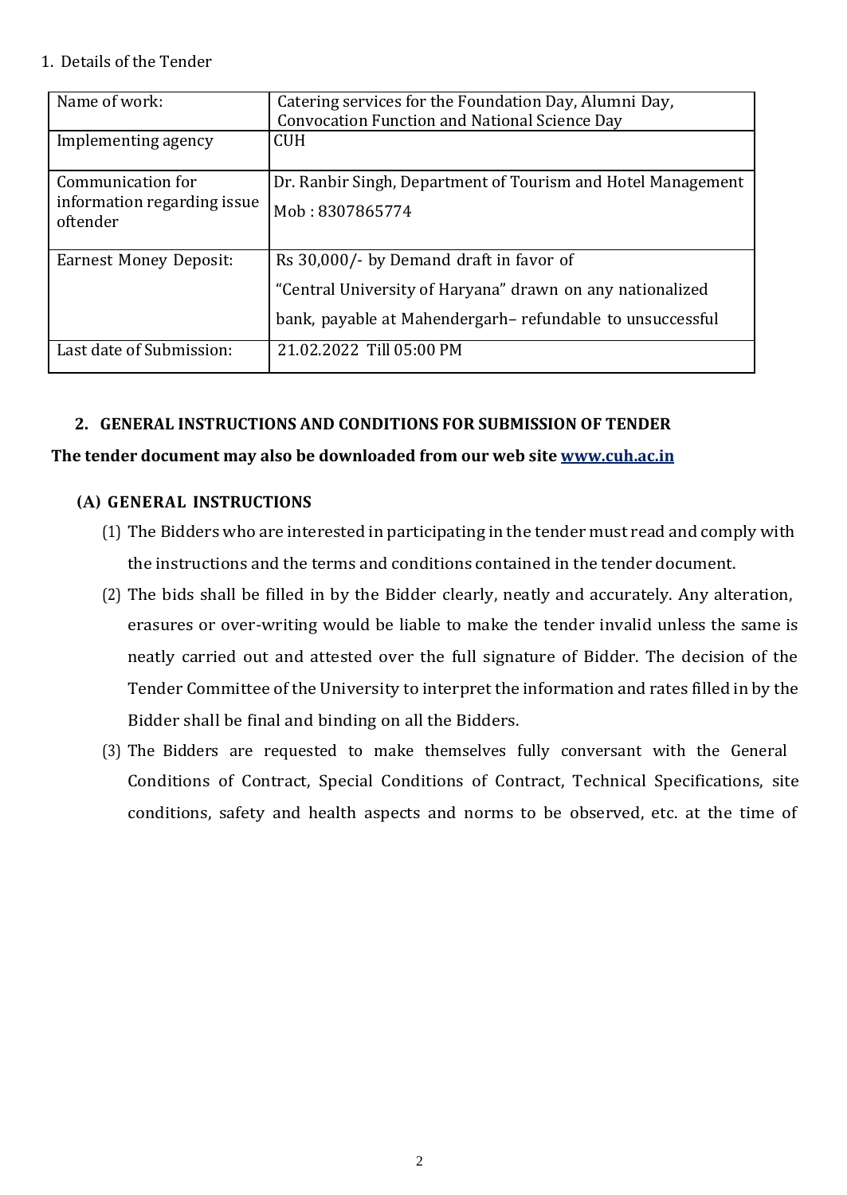1. Details of the Tender

| Name of work: | Catering services for the Foundation Day, Alumni Day, Convocation Function and National Science Day |
|---|---|
| Implementing agency | CUH |
| Communication for information regarding issue oftender | Dr. Ranbir Singh, Department of Tourism and Hotel Management<br>Mob : 8307865774 |
| Earnest Money Deposit: | Rs 30,000/- by Demand draft in favor of<br>"Central University of Haryana" drawn on any nationalized<br>bank, payable at Mahendergarh– refundable to unsuccessful |
| Last date of Submission: | 21.02.2022 Till 05:00 PM |

## 2. GENERAL INSTRUCTIONS AND CONDITIONS FOR SUBMISSION OF TENDER

**The tender document may also be downloaded from our web site [www.cuh.ac.in](http://www.cuh.ac.in)**

### (A) GENERAL INSTRUCTIONS

(1) The Bidders who are interested in participating in the tender must read and comply with the instructions and the terms and conditions contained in the tender document.

(2) The bids shall be filled in by the Bidder clearly, neatly and accurately. Any alteration, erasures or over-writing would be liable to make the tender invalid unless the same is neatly carried out and attested over the full signature of Bidder. The decision of the Tender Committee of the University to interpret the information and rates filled in by the Bidder shall be final and binding on all the Bidders.

(3) The Bidders are requested to make themselves fully conversant with the General Conditions of Contract, Special Conditions of Contract, Technical Specifications, site conditions, safety and health aspects and norms to be observed, etc. at the time of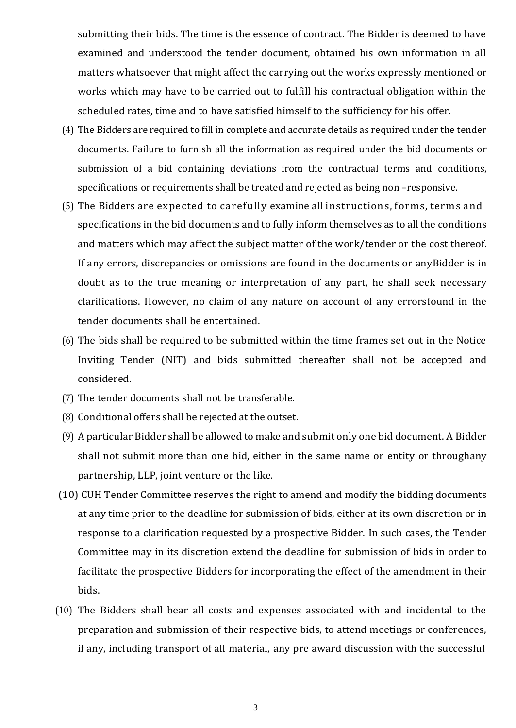submitting their bids. The time is the essence of contract. The Bidder is deemed to have examined and understood the tender document, obtained his own information in all matters whatsoever that might affect the carrying out the works expressly mentioned or works which may have to be carried out to fulfill his contractual obligation within the scheduled rates, time and to have satisfied himself to the sufficiency for his offer.

(4) The Bidders are required to fill in complete and accurate details as required under the tender documents. Failure to furnish all the information as required under the bid documents or submission of a bid containing deviations from the contractual terms and conditions, specifications or requirements shall be treated and rejected as being non –responsive.

(5) The Bidders are expected to carefully examine all instructions, forms, terms and specifications in the bid documents and to fully inform themselves as to all the conditions and matters which may affect the subject matter of the work/tender or the cost thereof. If any errors, discrepancies or omissions are found in the documents or anyBidder is in doubt as to the true meaning or interpretation of any part, he shall seek necessary clarifications. However, no claim of any nature on account of any errorsfound in the tender documents shall be entertained.

(6) The bids shall be required to be submitted within the time frames set out in the Notice Inviting Tender (NIT) and bids submitted thereafter shall not be accepted and considered.

(7) The tender documents shall not be transferable.

(8) Conditional offers shall be rejected at the outset.

(9) A particular Bidder shall be allowed to make and submit only one bid document. A Bidder shall not submit more than one bid, either in the same name or entity or throughany partnership, LLP, joint venture or the like.

(10) CUH Tender Committee reserves the right to amend and modify the bidding documents at any time prior to the deadline for submission of bids, either at its own discretion or in response to a clarification requested by a prospective Bidder. In such cases, the Tender Committee may in its discretion extend the deadline for submission of bids in order to facilitate the prospective Bidders for incorporating the effect of the amendment in their bids.

(10) The Bidders shall bear all costs and expenses associated with and incidental to the preparation and submission of their respective bids, to attend meetings or conferences, if any, including transport of all material, any pre award discussion with the successful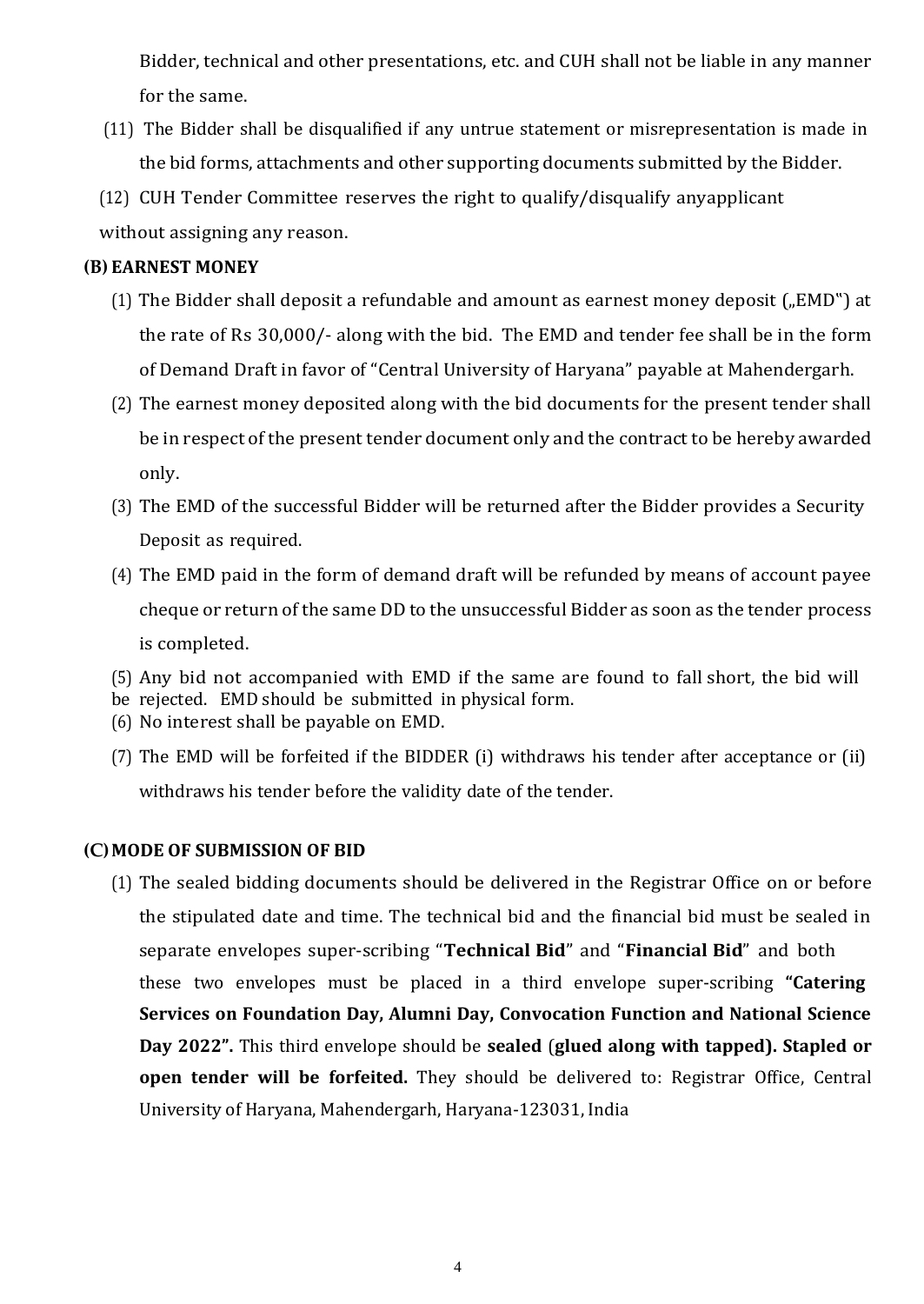Bidder, technical and other presentations, etc. and CUH shall not be liable in any manner for the same.

(11) The Bidder shall be disqualified if any untrue statement or misrepresentation is made in the bid forms, attachments and other supporting documents submitted by the Bidder.

(12) CUH Tender Committee reserves the right to qualify/disqualify anyapplicant without assigning any reason.

**(B) EARNEST MONEY**

(1) The Bidder shall deposit a refundable and amount as earnest money deposit („EMD") at the rate of Rs 30,000/- along with the bid. The EMD and tender fee shall be in the form of Demand Draft in favor of "Central University of Haryana" payable at Mahendergarh.

(2) The earnest money deposited along with the bid documents for the present tender shall be in respect of the present tender document only and the contract to be hereby awarded only.

(3) The EMD of the successful Bidder will be returned after the Bidder provides a Security Deposit as required.

(4) The EMD paid in the form of demand draft will be refunded by means of account payee cheque or return of the same DD to the unsuccessful Bidder as soon as the tender process is completed.

(5) Any bid not accompanied with EMD if the same are found to fall short, the bid will be rejected. EMD should be submitted in physical form.

(6) No interest shall be payable on EMD.

(7) The EMD will be forfeited if the BIDDER (i) withdraws his tender after acceptance or (ii) withdraws his tender before the validity date of the tender.

**(C) MODE OF SUBMISSION OF BID**

(1) The sealed bidding documents should be delivered in the Registrar Office on or before the stipulated date and time. The technical bid and the financial bid must be sealed in separate envelopes super-scribing "**Technical Bid**" and "**Financial Bid**" and both these two envelopes must be placed in a third envelope super-scribing **"Catering Services on Foundation Day, Alumni Day, Convocation Function and National Science Day 2022".** This third envelope should be **sealed** (**glued along with tapped). Stapled or open tender will be forfeited.** They should be delivered to: Registrar Office, Central University of Haryana, Mahendergarh, Haryana-123031, India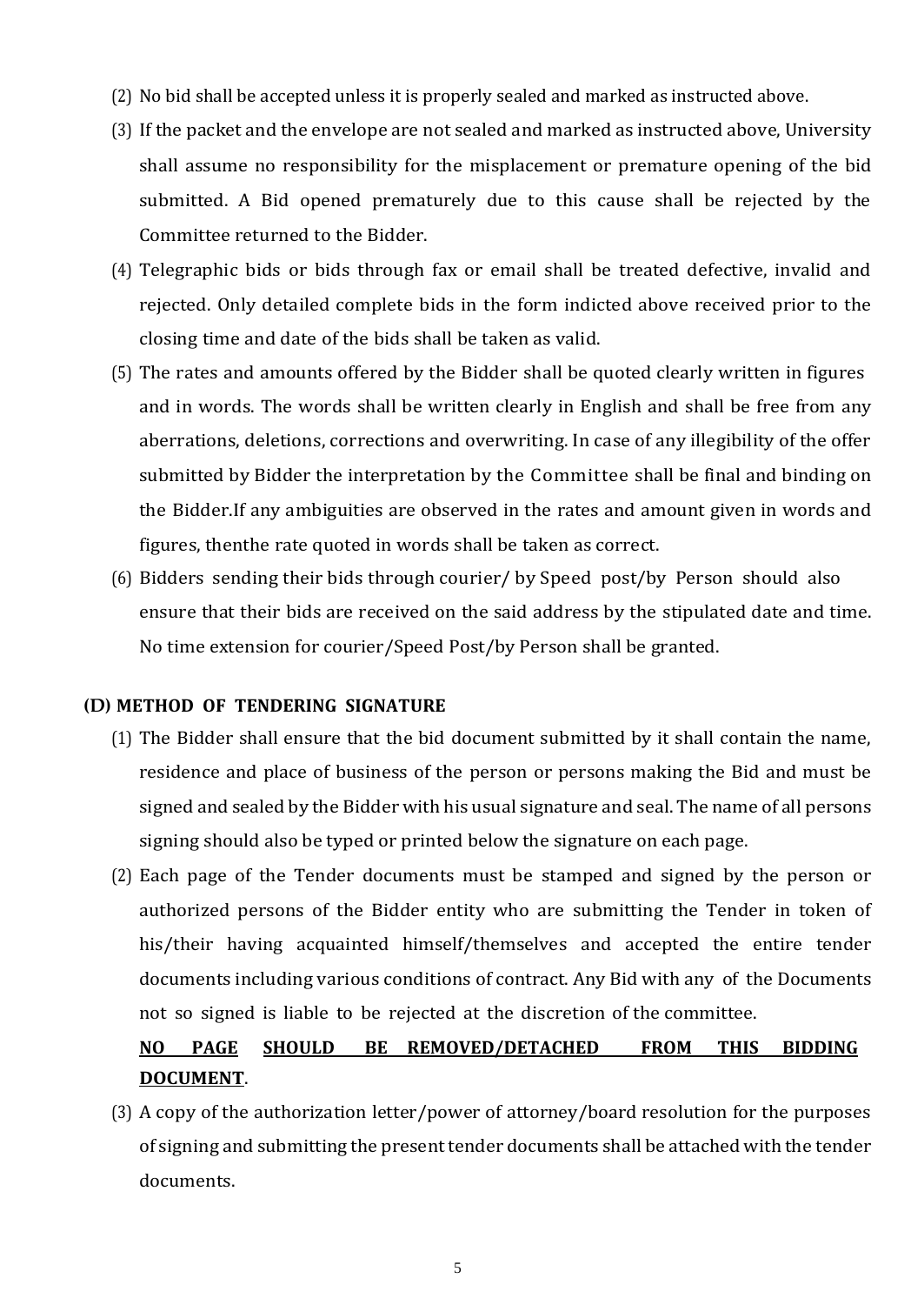(2) No bid shall be accepted unless it is properly sealed and marked as instructed above.

(3) If the packet and the envelope are not sealed and marked as instructed above, University shall assume no responsibility for the misplacement or premature opening of the bid submitted. A Bid opened prematurely due to this cause shall be rejected by the Committee returned to the Bidder.

(4) Telegraphic bids or bids through fax or email shall be treated defective, invalid and rejected. Only detailed complete bids in the form indicted above received prior to the closing time and date of the bids shall be taken as valid.

(5) The rates and amounts offered by the Bidder shall be quoted clearly written in figures and in words. The words shall be written clearly in English and shall be free from any aberrations, deletions, corrections and overwriting. In case of any illegibility of the offer submitted by Bidder the interpretation by the Committee shall be final and binding on the Bidder.If any ambiguities are observed in the rates and amount given in words and figures, thenthe rate quoted in words shall be taken as correct.

(6) Bidders sending their bids through courier/ by Speed post/by Person should also ensure that their bids are received on the said address by the stipulated date and time. No time extension for courier/Speed Post/by Person shall be granted.

**(D) METHOD OF TENDERING SIGNATURE**

(1) The Bidder shall ensure that the bid document submitted by it shall contain the name, residence and place of business of the person or persons making the Bid and must be signed and sealed by the Bidder with his usual signature and seal. The name of all persons signing should also be typed or printed below the signature on each page.

(2) Each page of the Tender documents must be stamped and signed by the person or authorized persons of the Bidder entity who are submitting the Tender in token of his/their having acquainted himself/themselves and accepted the entire tender documents including various conditions of contract. Any Bid with any of the Documents not so signed is liable to be rejected at the discretion of the committee.

**<u>NO PAGE SHOULD BE REMOVED/DETACHED FROM THIS BIDDING DOCUMENT</u>**.

(3) A copy of the authorization letter/power of attorney/board resolution for the purposes of signing and submitting the present tender documents shall be attached with the tender documents.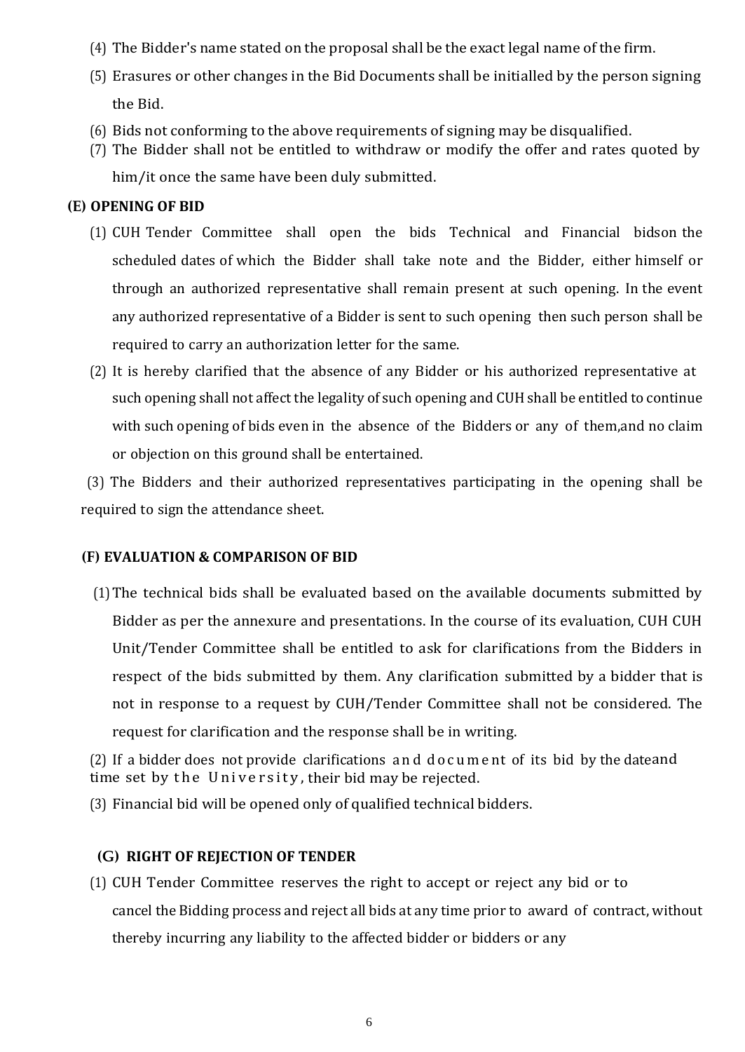(4) The Bidder's name stated on the proposal shall be the exact legal name of the firm.

(5) Erasures or other changes in the Bid Documents shall be initialled by the person signing the Bid.

(6) Bids not conforming to the above requirements of signing may be disqualified.

(7) The Bidder shall not be entitled to withdraw or modify the offer and rates quoted by him/it once the same have been duly submitted.

**(E) OPENING OF BID**

(1) CUH Tender Committee shall open the bids Technical and Financial bidson the scheduled dates of which the Bidder shall take note and the Bidder, either himself or through an authorized representative shall remain present at such opening. In the event any authorized representative of a Bidder is sent to such opening then such person shall be required to carry an authorization letter for the same.

(2) It is hereby clarified that the absence of any Bidder or his authorized representative at such opening shall not affect the legality of such opening and CUH shall be entitled to continue with such opening of bids even in the absence of the Bidders or any of them,and no claim or objection on this ground shall be entertained.

(3) The Bidders and their authorized representatives participating in the opening shall be required to sign the attendance sheet.

**(F) EVALUATION & COMPARISON OF BID**

(1) The technical bids shall be evaluated based on the available documents submitted by Bidder as per the annexure and presentations. In the course of its evaluation, CUH CUH Unit/Tender Committee shall be entitled to ask for clarifications from the Bidders in respect of the bids submitted by them. Any clarification submitted by a bidder that is not in response to a request by CUH/Tender Committee shall not be considered. The request for clarification and the response shall be in writing.

(2) If a bidder does not provide clarifications and document of its bid by the dateand time set by the University, their bid may be rejected.

(3) Financial bid will be opened only of qualified technical bidders.

**(G) RIGHT OF REJECTION OF TENDER**

(1) CUH Tender Committee reserves the right to accept or reject any bid or to cancel the Bidding process and reject all bids at any time prior to award of contract, without thereby incurring any liability to the affected bidder or bidders or any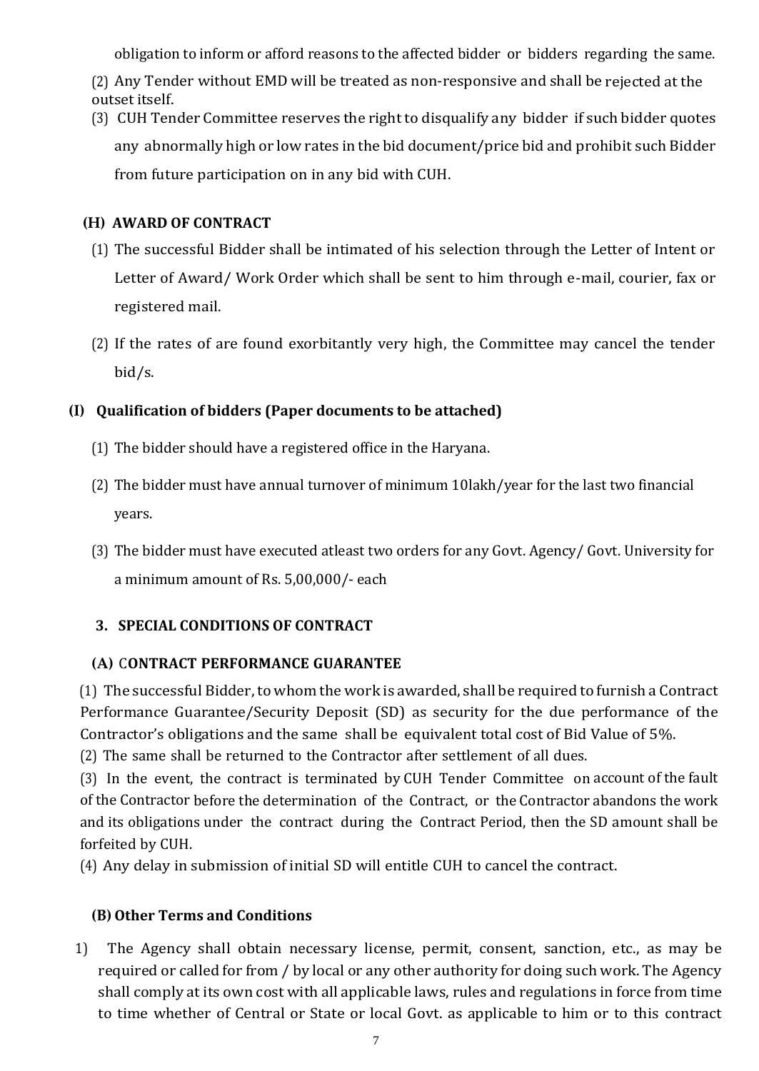obligation to inform or afford reasons to the affected bidder or bidders regarding the same.

(2) Any Tender without EMD will be treated as non-responsive and shall be rejected at the outset itself.

(3) CUH Tender Committee reserves the right to disqualify any bidder if such bidder quotes any abnormally high or low rates in the bid document/price bid and prohibit such Bidder from future participation on in any bid with CUH.

### (H) AWARD OF CONTRACT

(1) The successful Bidder shall be intimated of his selection through the Letter of Intent or Letter of Award/ Work Order which shall be sent to him through e-mail, courier, fax or registered mail.

(2) If the rates of are found exorbitantly very high, the Committee may cancel the tender bid/s.

### (I) Qualification of bidders (Paper documents to be attached)

(1) The bidder should have a registered office in the Haryana.

(2) The bidder must have annual turnover of minimum 10lakh/year for the last two financial years.

(3) The bidder must have executed atleast two orders for any Govt. Agency/ Govt. University for a minimum amount of Rs. 5,00,000/- each

## 3. SPECIAL CONDITIONS OF CONTRACT

### (A) CONTRACT PERFORMANCE GUARANTEE

(1) The successful Bidder, to whom the work is awarded, shall be required to furnish a Contract Performance Guarantee/Security Deposit (SD) as security for the due performance of the Contractor's obligations and the same shall be equivalent total cost of Bid Value of 5%.

(2) The same shall be returned to the Contractor after settlement of all dues.

(3) In the event, the contract is terminated by CUH Tender Committee on account of the fault of the Contractor before the determination of the Contract, or the Contractor abandons the work and its obligations under the contract during the Contract Period, then the SD amount shall be forfeited by CUH.

(4) Any delay in submission of initial SD will entitle CUH to cancel the contract.

### (B) Other Terms and Conditions

1) The Agency shall obtain necessary license, permit, consent, sanction, etc., as may be required or called for from / by local or any other authority for doing such work. The Agency shall comply at its own cost with all applicable laws, rules and regulations in force from time to time whether of Central or State or local Govt. as applicable to him or to this contract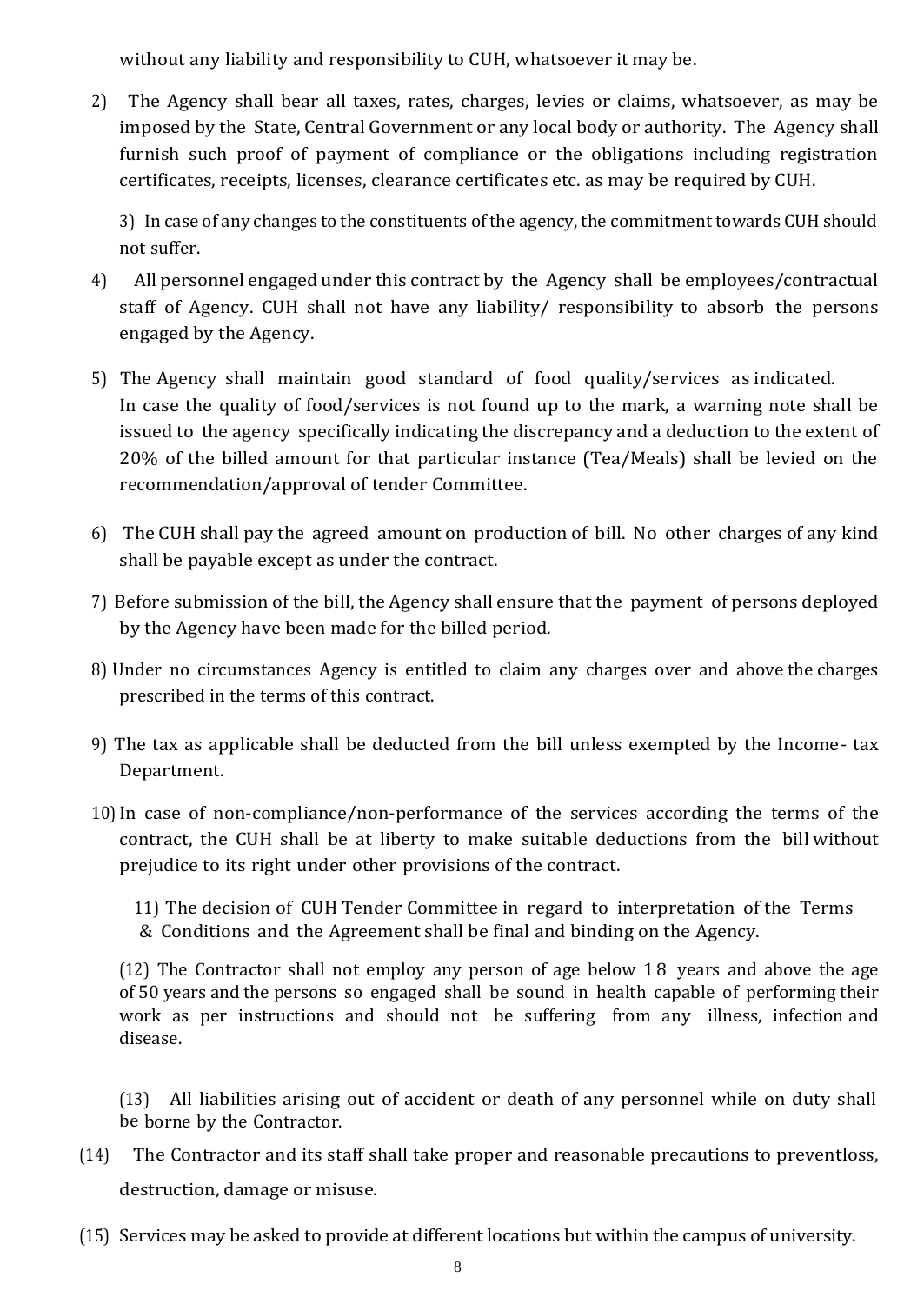without any liability and responsibility to CUH, whatsoever it may be.

2) The Agency shall bear all taxes, rates, charges, levies or claims, whatsoever, as may be imposed by the State, Central Government or any local body or authority. The Agency shall furnish such proof of payment of compliance or the obligations including registration certificates, receipts, licenses, clearance certificates etc. as may be required by CUH.

3) In case of any changes to the constituents of the agency, the commitment towards CUH should not suffer.

4) All personnel engaged under this contract by the Agency shall be employees/contractual staff of Agency. CUH shall not have any liability/ responsibility to absorb the persons engaged by the Agency.

5) The Agency shall maintain good standard of food quality/services as indicated. In case the quality of food/services is not found up to the mark, a warning note shall be issued to the agency specifically indicating the discrepancy and a deduction to the extent of 20% of the billed amount for that particular instance (Tea/Meals) shall be levied on the recommendation/approval of tender Committee.

6) The CUH shall pay the agreed amount on production of bill. No other charges of any kind shall be payable except as under the contract.

7) Before submission of the bill, the Agency shall ensure that the payment of persons deployed by the Agency have been made for the billed period.

8) Under no circumstances Agency is entitled to claim any charges over and above the charges prescribed in the terms of this contract.

9) The tax as applicable shall be deducted from the bill unless exempted by the Income- tax Department.

10) In case of non-compliance/non-performance of the services according the terms of the contract, the CUH shall be at liberty to make suitable deductions from the bill without prejudice to its right under other provisions of the contract.

11) The decision of CUH Tender Committee in regard to interpretation of the Terms & Conditions and the Agreement shall be final and binding on the Agency.

(12) The Contractor shall not employ any person of age below 18 years and above the age of 50 years and the persons so engaged shall be sound in health capable of performing their work as per instructions and should not be suffering from any illness, infection and disease.

(13) All liabilities arising out of accident or death of any personnel while on duty shall be borne by the Contractor.

(14) The Contractor and its staff shall take proper and reasonable precautions to preventloss, destruction, damage or misuse.

(15) Services may be asked to provide at different locations but within the campus of university.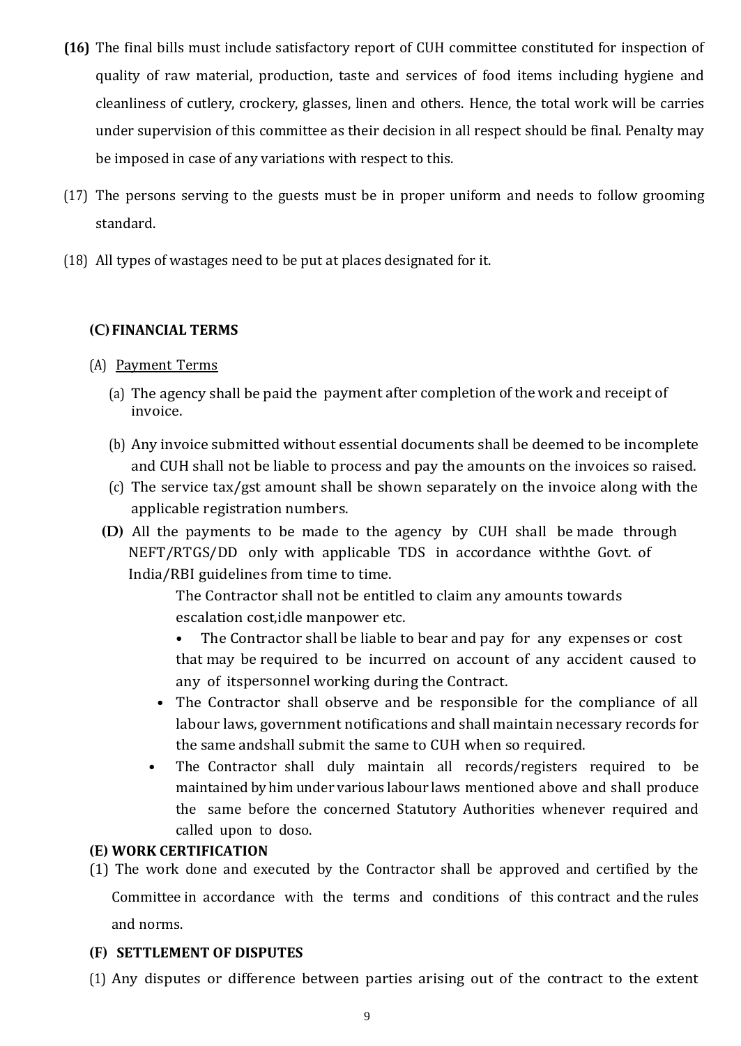**(16)** The final bills must include satisfactory report of CUH committee constituted for inspection of quality of raw material, production, taste and services of food items including hygiene and cleanliness of cutlery, crockery, glasses, linen and others. Hence, the total work will be carries under supervision of this committee as their decision in all respect should be final. Penalty may be imposed in case of any variations with respect to this.

(17) The persons serving to the guests must be in proper uniform and needs to follow grooming standard.

(18) All types of wastages need to be put at places designated for it.

## (C) FINANCIAL TERMS

(A) <u>Payment Terms</u>

(a) The agency shall be paid the payment after completion of the work and receipt of invoice.

(b) Any invoice submitted without essential documents shall be deemed to be incomplete and CUH shall not be liable to process and pay the amounts on the invoices so raised.

(c) The service tax/gst amount shall be shown separately on the invoice along with the applicable registration numbers.

**(D)** All the payments to be made to the agency by CUH shall be made through NEFT/RTGS/DD only with applicable TDS in accordance withthe Govt. of India/RBI guidelines from time to time.

The Contractor shall not be entitled to claim any amounts towards escalation cost,idle manpower etc.

- The Contractor shall be liable to bear and pay for any expenses or cost that may be required to be incurred on account of any accident caused to any of itspersonnel working during the Contract.
- The Contractor shall observe and be responsible for the compliance of all labour laws, government notifications and shall maintain necessary records for the same andshall submit the same to CUH when so required.
- The Contractor shall duly maintain all records/registers required to be maintained by him under various labour laws mentioned above and shall produce the same before the concerned Statutory Authorities whenever required and called upon to doso.

**(E) WORK CERTIFICATION**

(1) The work done and executed by the Contractor shall be approved and certified by the Committee in accordance with the terms and conditions of this contract and the rules and norms.

**(F) SETTLEMENT OF DISPUTES**

(1) Any disputes or difference between parties arising out of the contract to the extent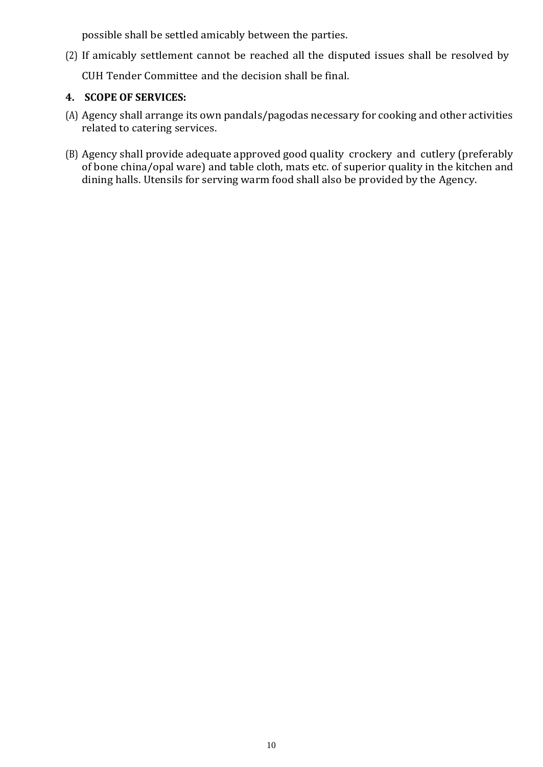possible shall be settled amicably between the parties.

(2) If amicably settlement cannot be reached all the disputed issues shall be resolved by CUH Tender Committee and the decision shall be final.

**4. SCOPE OF SERVICES:**

(A) Agency shall arrange its own pandals/pagodas necessary for cooking and other activities related to catering services.

(B) Agency shall provide adequate approved good quality crockery and cutlery (preferably of bone china/opal ware) and table cloth, mats etc. of superior quality in the kitchen and dining halls. Utensils for serving warm food shall also be provided by the Agency.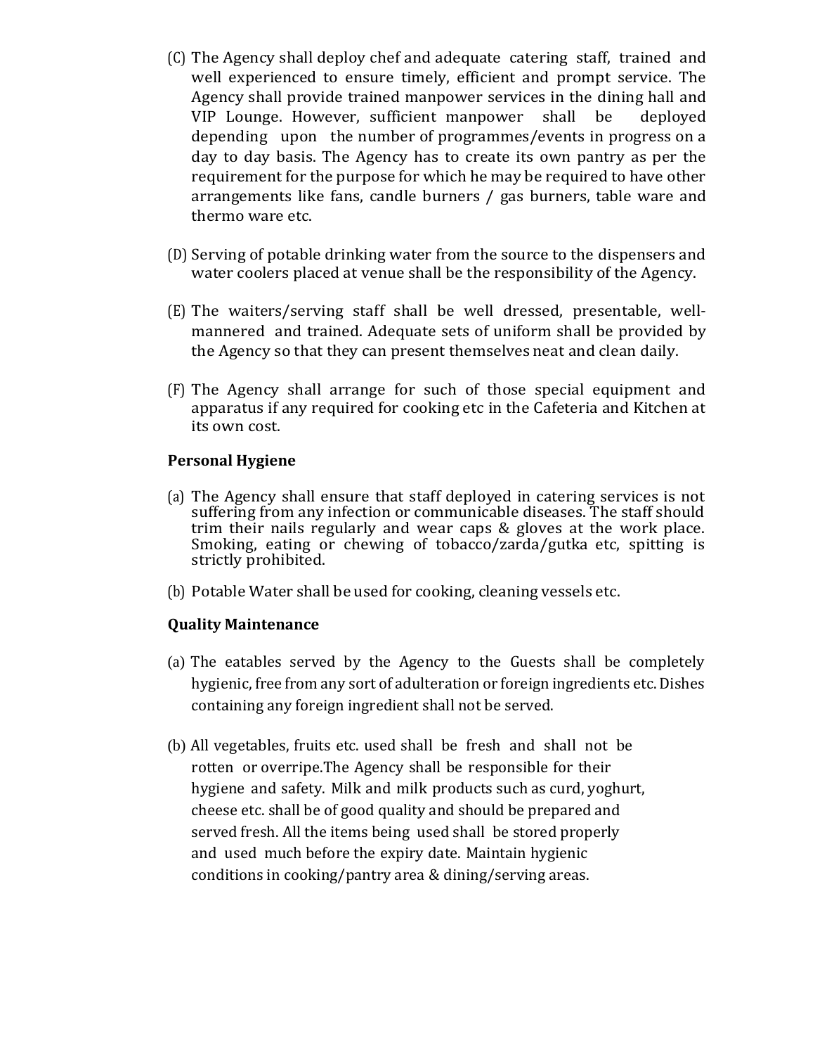(C) The Agency shall deploy chef and adequate catering staff, trained and well experienced to ensure timely, efficient and prompt service. The Agency shall provide trained manpower services in the dining hall and VIP Lounge. However, sufficient manpower shall be deployed depending upon the number of programmes/events in progress on a day to day basis. The Agency has to create its own pantry as per the requirement for the purpose for which he may be required to have other arrangements like fans, candle burners / gas burners, table ware and thermo ware etc.

(D) Serving of potable drinking water from the source to the dispensers and water coolers placed at venue shall be the responsibility of the Agency.

(E) The waiters/serving staff shall be well dressed, presentable, well-mannered and trained. Adequate sets of uniform shall be provided by the Agency so that they can present themselves neat and clean daily.

(F) The Agency shall arrange for such of those special equipment and apparatus if any required for cooking etc in the Cafeteria and Kitchen at its own cost.

**Personal Hygiene**

(a) The Agency shall ensure that staff deployed in catering services is not suffering from any infection or communicable diseases. The staff should trim their nails regularly and wear caps & gloves at the work place. Smoking, eating or chewing of tobacco/zarda/gutka etc, spitting is strictly prohibited.

(b) Potable Water shall be used for cooking, cleaning vessels etc.

**Quality Maintenance**

(a) The eatables served by the Agency to the Guests shall be completely hygienic, free from any sort of adulteration or foreign ingredients etc. Dishes containing any foreign ingredient shall not be served.

(b) All vegetables, fruits etc. used shall be fresh and shall not be rotten or overripe.The Agency shall be responsible for their hygiene and safety. Milk and milk products such as curd, yoghurt, cheese etc. shall be of good quality and should be prepared and served fresh. All the items being used shall be stored properly and used much before the expiry date. Maintain hygienic conditions in cooking/pantry area & dining/serving areas.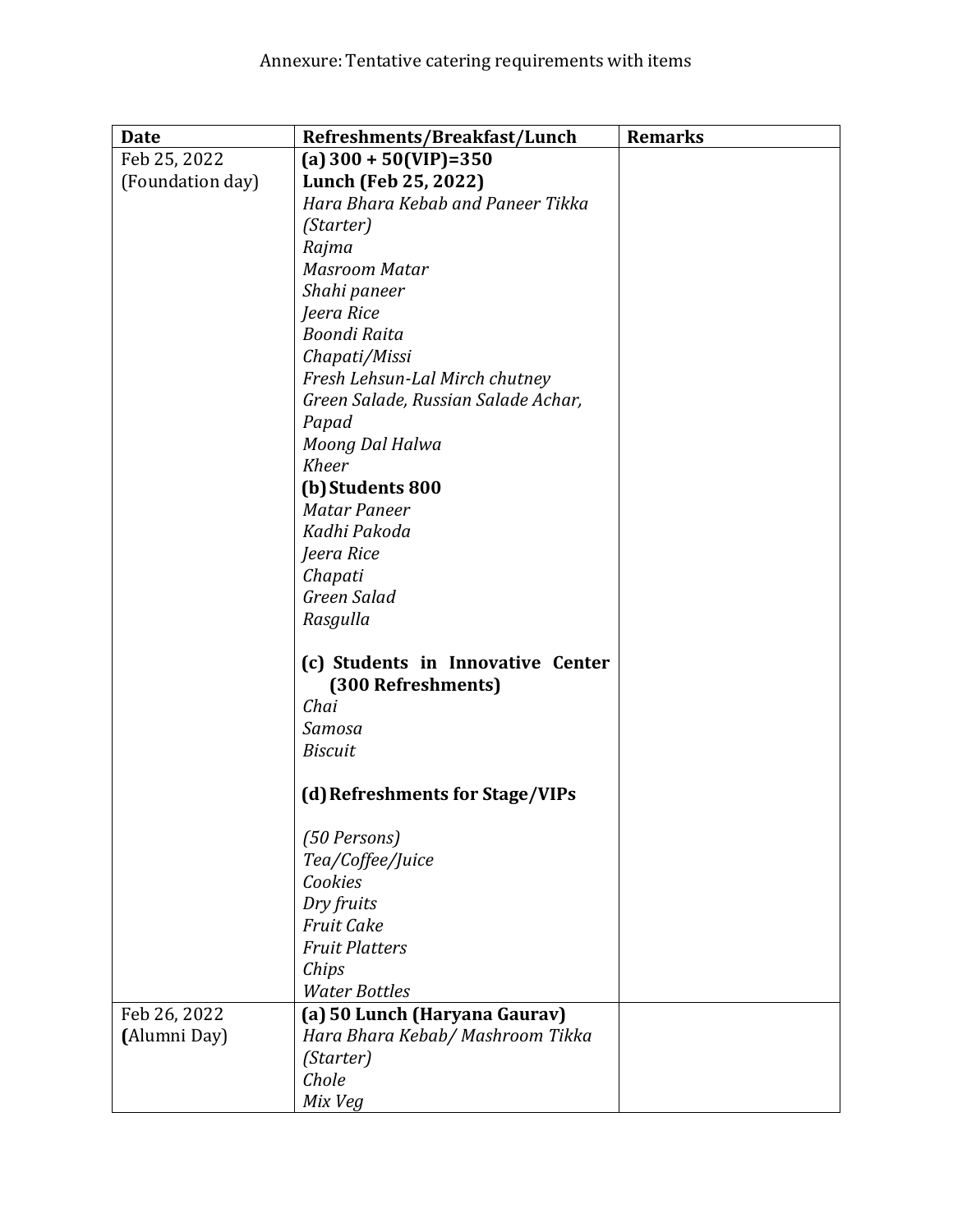Annexure: Tentative catering requirements with items

| Date | Refreshments/Breakfast/Lunch | Remarks |
|---|---|---|
| Feb 25, 2022 (Foundation day) | **(a) 300 + 50(VIP)=350**<br>**Lunch (Feb 25, 2022)**<br>*Hara Bhara Kebab and Paneer Tikka (Starter)*<br>*Rajma*<br>*Masroom Matar*<br>*Shahi paneer*<br>*Jeera Rice*<br>*Boondi Raita*<br>*Chapati/Missi*<br>*Fresh Lehsun-Lal Mirch chutney*<br>*Green Salade, Russian Salade Achar, Papad*<br>*Moong Dal Halwa*<br>*Kheer*<br>**(b) Students 800**<br>*Matar Paneer*<br>*Kadhi Pakoda*<br>*Jeera Rice*<br>*Chapati*<br>*Green Salad*<br>*Rasgulla*<br><br>**(c) Students in Innovative Center (300 Refreshments)**<br>*Chai*<br>*Samosa*<br>*Biscuit*<br><br>**(d) Refreshments for Stage/VIPs**<br><br>*(50 Persons)*<br>*Tea/Coffee/Juice*<br>*Cookies*<br>*Dry fruits*<br>*Fruit Cake*<br>*Fruit Platters*<br>*Chips*<br>*Water Bottles* | |
| Feb 26, 2022 **(**Alumni Day) | **(a) 50 Lunch (Haryana Gaurav)**<br>*Hara Bhara Kebab/ Mashroom Tikka (Starter)*<br>*Chole*<br>*Mix Veg* | |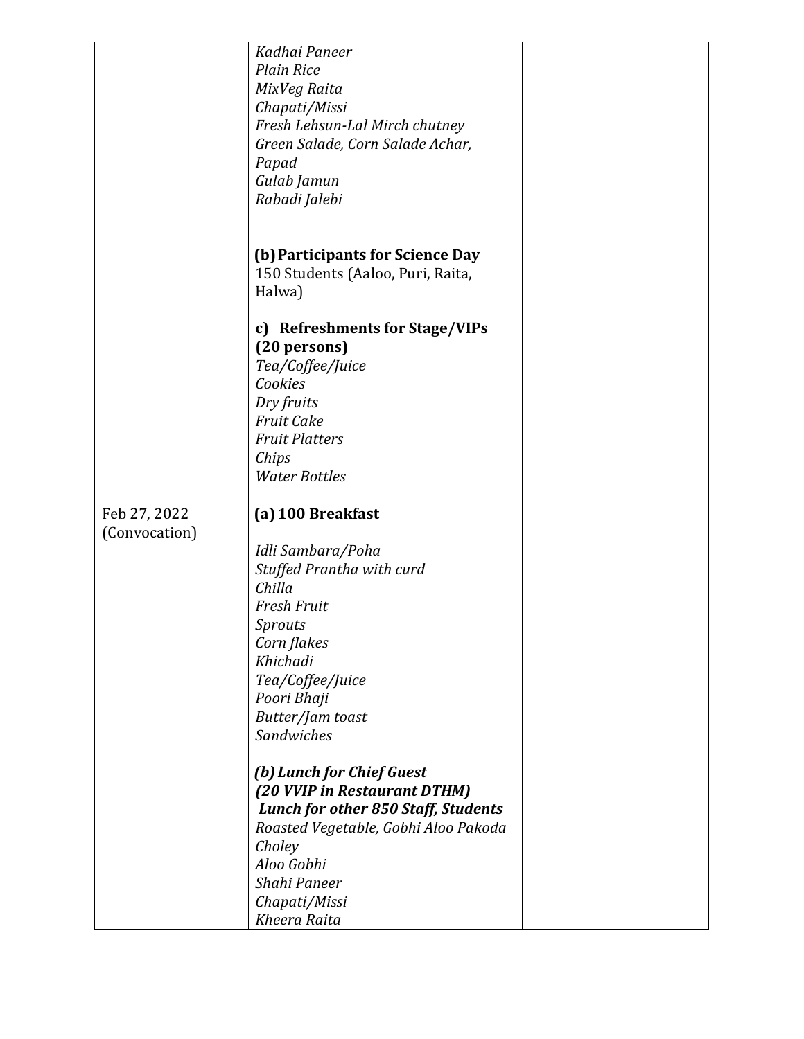| | | |
|---|---|---|
| | *Kadhai Paneer*<br>*Plain Rice*<br>*MixVeg Raita*<br>*Chapati/Missi*<br>*Fresh Lehsun-Lal Mirch chutney*<br>*Green Salade, Corn Salade Achar, Papad*<br>*Gulab Jamun*<br>*Rabadi Jalebi*<br><br>**(b) Participants for Science Day**<br>150 Students (Aaloo, Puri, Raita, Halwa)<br><br>**c) Refreshments for Stage/VIPs (20 persons)**<br>*Tea/Coffee/Juice*<br>*Cookies*<br>*Dry fruits*<br>*Fruit Cake*<br>*Fruit Platters*<br>*Chips*<br>*Water Bottles* | |
| Feb 27, 2022 (Convocation) | **(a) 100 Breakfast**<br><br>*Idli Sambara/Poha*<br>*Stuffed Prantha with curd*<br>*Chilla*<br>*Fresh Fruit*<br>*Sprouts*<br>*Corn flakes*<br>*Khichadi*<br>*Tea/Coffee/Juice*<br>*Poori Bhaji*<br>*Butter/Jam toast*<br>*Sandwiches*<br><br>***(b) Lunch for Chief Guest (20 VVIP in Restaurant DTHM)***<br>***Lunch for other 850 Staff, Students***<br>*Roasted Vegetable, Gobhi Aloo Pakoda*<br>*Choley*<br>*Aloo Gobhi*<br>*Shahi Paneer*<br>*Chapati/Missi*<br>*Kheera Raita* | |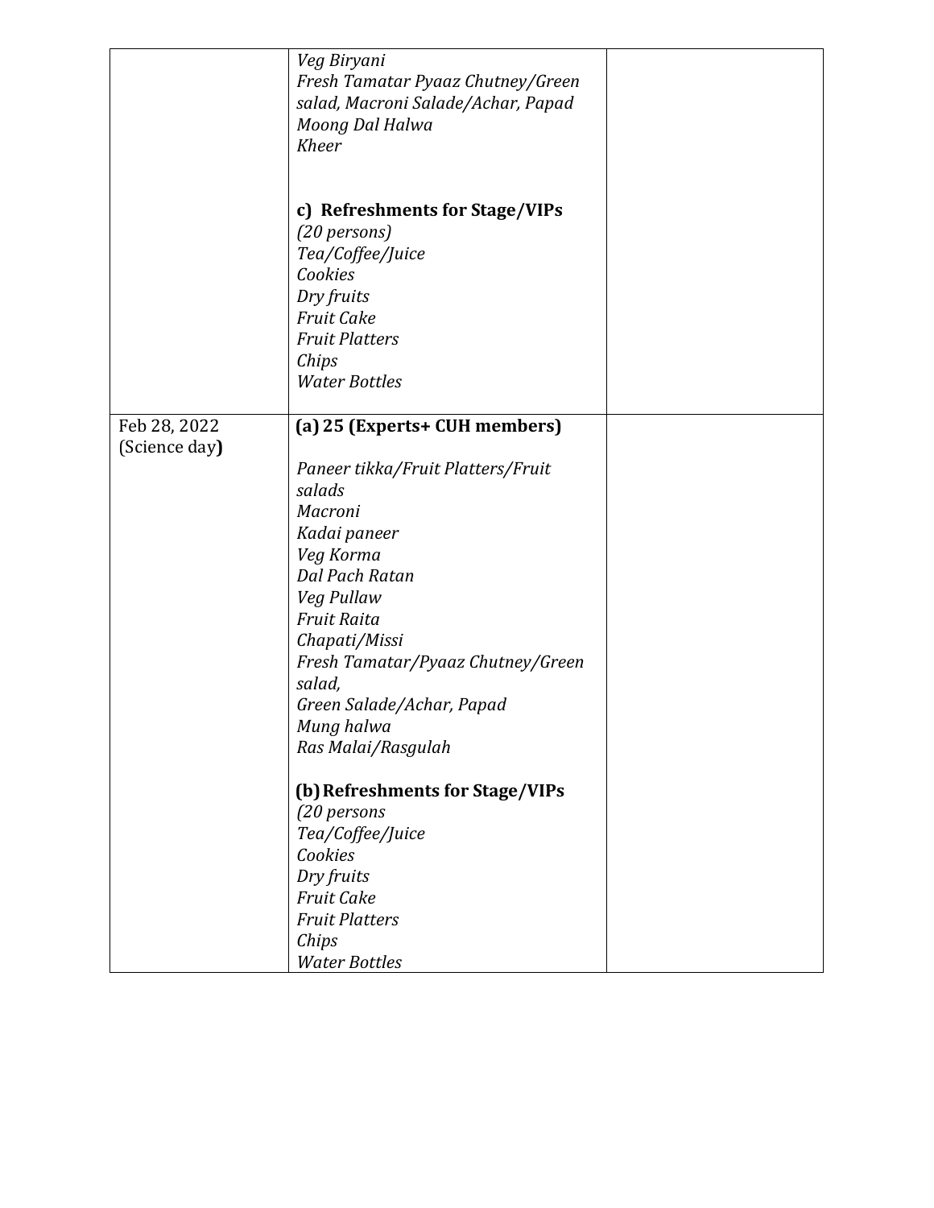| | | |
|---|---|---|
| | *Veg Biryani*<br>*Fresh Tamatar Pyaaz Chutney/Green salad, Macroni Salade/Achar, Papad*<br>*Moong Dal Halwa*<br>*Kheer*<br><br>**c) Refreshments for Stage/VIPs**<br>*(20 persons)*<br>*Tea/Coffee/Juice*<br>*Cookies*<br>*Dry fruits*<br>*Fruit Cake*<br>*Fruit Platters*<br>*Chips*<br>*Water Bottles* | |
| Feb 28, 2022<br>(Science day**)** | **(a) 25 (Experts+ CUH members)**<br><br>*Paneer tikka/Fruit Platters/Fruit salads*<br>*Macroni*<br>*Kadai paneer*<br>*Veg Korma*<br>*Dal Pach Ratan*<br>*Veg Pullaw*<br>*Fruit Raita*<br>*Chapati/Missi*<br>*Fresh Tamatar/Pyaaz Chutney/Green salad,*<br>*Green Salade/Achar, Papad*<br>*Mung halwa*<br>*Ras Malai/Rasgulah*<br><br>**(b) Refreshments for Stage/VIPs**<br>*(20 persons*<br>*Tea/Coffee/Juice*<br>*Cookies*<br>*Dry fruits*<br>*Fruit Cake*<br>*Fruit Platters*<br>*Chips*<br>*Water Bottles* | |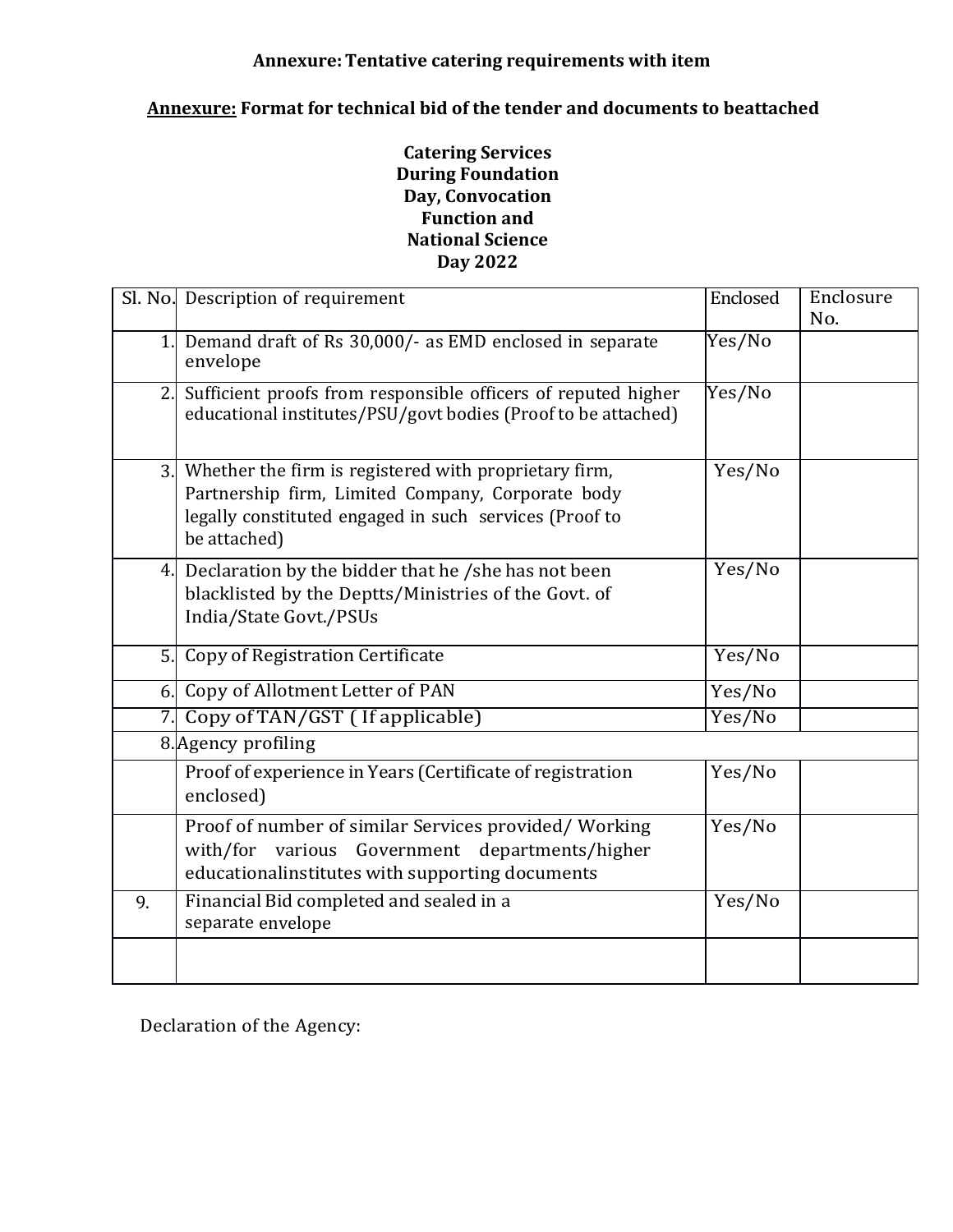**Annexure: Tentative catering requirements with item**

**Annexure: Format for technical bid of the tender and documents to beattached**

**Catering Services During Foundation Day, Convocation Function and National Science Day 2022**

| Sl. No. | Description of requirement | Enclosed | Enclosure No. |
|---|---|---|---|
| 1. | Demand draft of Rs 30,000/- as EMD enclosed in separate envelope | Yes/No | |
| 2. | Sufficient proofs from responsible officers of reputed higher educational institutes/PSU/govt bodies (Proof to be attached) | Yes/No | |
| 3. | Whether the firm is registered with proprietary firm, Partnership firm, Limited Company, Corporate body legally constituted engaged in such services (Proof to be attached) | Yes/No | |
| 4. | Declaration by the bidder that he /she has not been blacklisted by the Deptts/Ministries of the Govt. of India/State Govt./PSUs | Yes/No | |
| 5. | Copy of Registration Certificate | Yes/No | |
| 6. | Copy of Allotment Letter of PAN | Yes/No | |
| 7. | Copy of TAN/GST ( If applicable) | Yes/No | |
| 8. | Agency profiling | | |
| | Proof of experience in Years (Certificate of registration enclosed) | Yes/No | |
| | Proof of number of similar Services provided/ Working with/for various Government departments/higher educationalinstitutes with supporting documents | Yes/No | |
| 9. | Financial Bid completed and sealed in a separate envelope | Yes/No | |
| | | | |

Declaration of the Agency: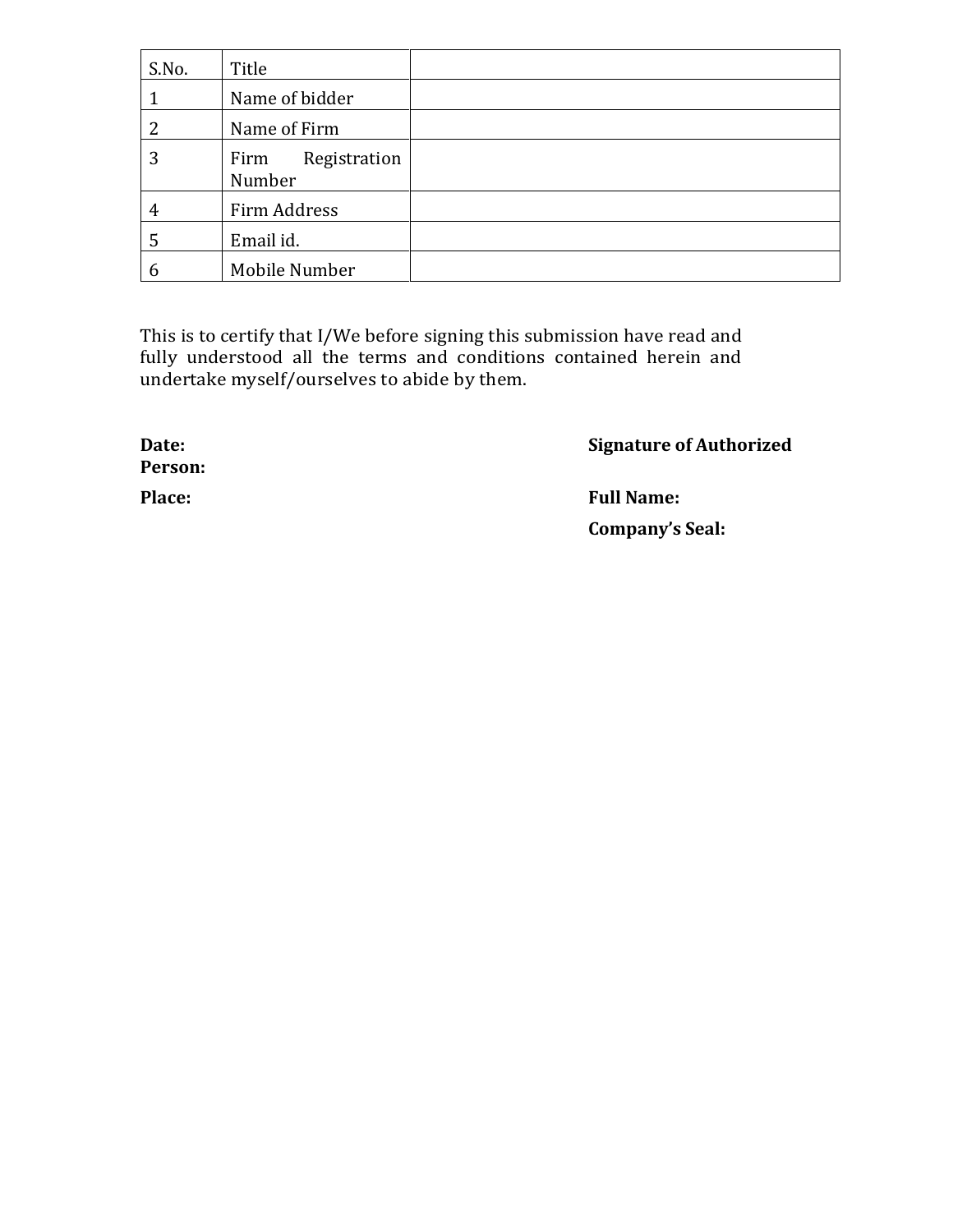| S.No. | Title | |
|---|---|---|
| 1 | Name of bidder | |
| 2 | Name of Firm | |
| 3 | Firm Registration Number | |
| 4 | Firm Address | |
| 5 | Email id. | |
| 6 | Mobile Number | |

This is to certify that I/We before signing this submission have read and fully understood all the terms and conditions contained herein and undertake myself/ourselves to abide by them.

**Date:**

**Place:**

**Signature of Authorized Person:**

**Full Name:**

**Company's Seal:**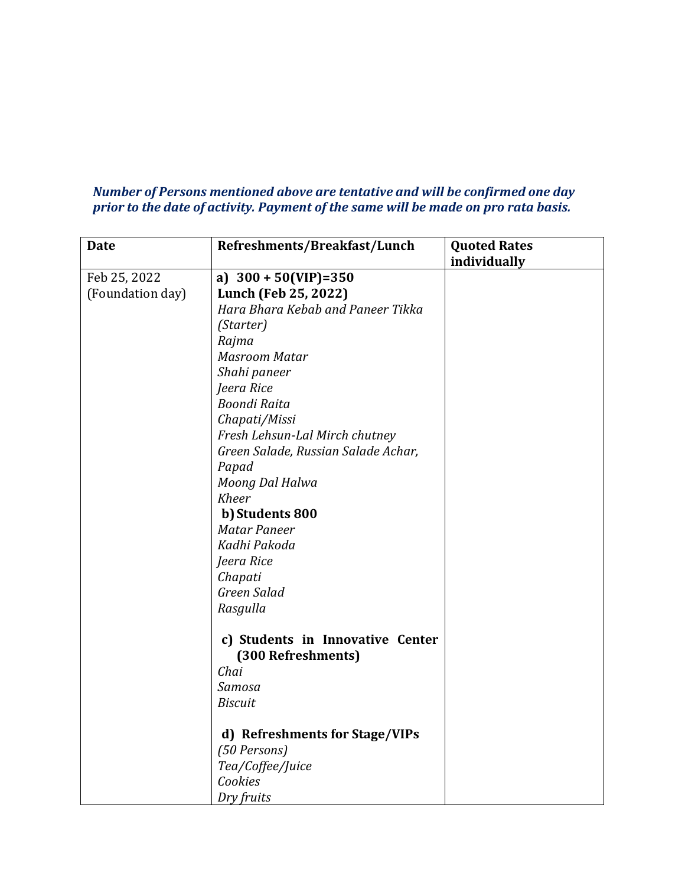***Number of Persons mentioned above are tentative and will be confirmed one day prior to the date of activity. Payment of the same will be made on pro rata basis.***

| **Date** | **Refreshments/Breakfast/Lunch** | **Quoted Rates individually** |
|---|---|---|
| Feb 25, 2022<br>(Foundation day) | **a) 300 + 50(VIP)=350**<br>**Lunch (Feb 25, 2022)**<br>*Hara Bhara Kebab and Paneer Tikka (Starter)*<br>*Rajma*<br>*Masroom Matar*<br>*Shahi paneer*<br>*Jeera Rice*<br>*Boondi Raita*<br>*Chapati/Missi*<br>*Fresh Lehsun-Lal Mirch chutney*<br>*Green Salade, Russian Salade Achar, Papad*<br>*Moong Dal Halwa*<br>*Kheer*<br>**b) Students 800**<br>*Matar Paneer*<br>*Kadhi Pakoda*<br>*Jeera Rice*<br>*Chapati*<br>*Green Salad*<br>*Rasgulla*<br><br>**c) Students in Innovative Center (300 Refreshments)**<br>*Chai*<br>*Samosa*<br>*Biscuit*<br><br>**d) Refreshments for Stage/VIPs**<br>*(50 Persons)*<br>*Tea/Coffee/Juice*<br>*Cookies*<br>*Dry fruits* | |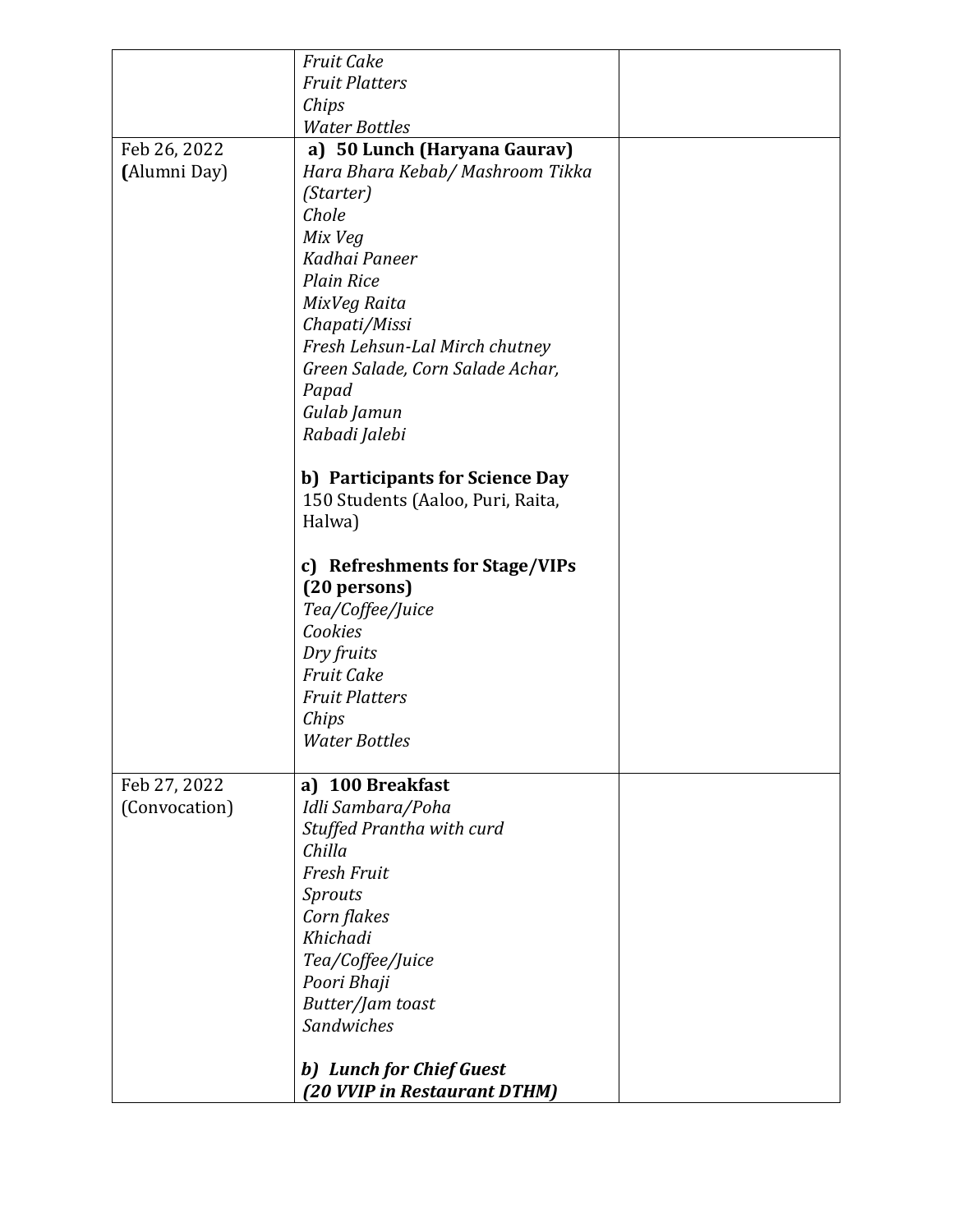| | | |
|---|---|---|
| | *Fruit Cake*<br>*Fruit Platters*<br>*Chips*<br>*Water Bottles* | |
| Feb 26, 2022<br>**(**Alumni Day) | **a) 50 Lunch (Haryana Gaurav)**<br>*Hara Bhara Kebab/ Mashroom Tikka (Starter)*<br>*Chole*<br>*Mix Veg*<br>*Kadhai Paneer*<br>*Plain Rice*<br>*MixVeg Raita*<br>*Chapati/Missi*<br>*Fresh Lehsun-Lal Mirch chutney*<br>*Green Salade, Corn Salade Achar, Papad*<br>*Gulab Jamun*<br>*Rabadi Jalebi*<br><br>**b) Participants for Science Day**<br>150 Students (Aaloo, Puri, Raita, Halwa)<br><br>**c) Refreshments for Stage/VIPs (20 persons)**<br>*Tea/Coffee/Juice*<br>*Cookies*<br>*Dry fruits*<br>*Fruit Cake*<br>*Fruit Platters*<br>*Chips*<br>*Water Bottles* | |
| Feb 27, 2022<br>(Convocation) | **a) 100 Breakfast**<br>*Idli Sambara/Poha*<br>*Stuffed Prantha with curd*<br>*Chilla*<br>*Fresh Fruit*<br>*Sprouts*<br>*Corn flakes*<br>*Khichadi*<br>*Tea/Coffee/Juice*<br>*Poori Bhaji*<br>*Butter/Jam toast*<br>*Sandwiches*<br><br>***b) Lunch for Chief Guest***<br>***(20 VVIP in Restaurant DTHM)*** | |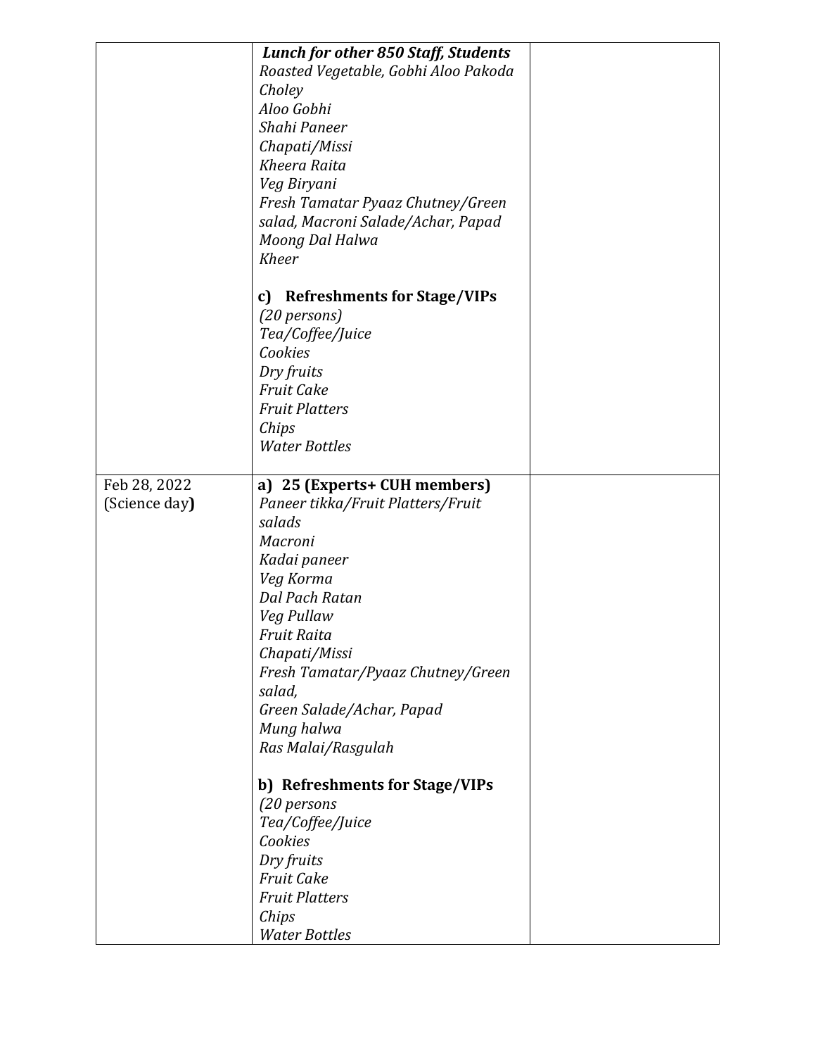| | | |
|---|---|---|
| | ***Lunch for other 850 Staff, Students***<br>*Roasted Vegetable, Gobhi Aloo Pakoda*<br>*Choley*<br>*Aloo Gobhi*<br>*Shahi Paneer*<br>*Chapati/Missi*<br>*Kheera Raita*<br>*Veg Biryani*<br>*Fresh Tamatar Pyaaz Chutney/Green salad, Macroni Salade/Achar, Papad*<br>*Moong Dal Halwa*<br>*Kheer*<br><br>**c) Refreshments for Stage/VIPs**<br>*(20 persons)*<br>*Tea/Coffee/Juice*<br>*Cookies*<br>*Dry fruits*<br>*Fruit Cake*<br>*Fruit Platters*<br>*Chips*<br>*Water Bottles* | |
| Feb 28, 2022<br>(Science day**)** | **a) 25 (Experts+ CUH members)**<br>*Paneer tikka/Fruit Platters/Fruit salads*<br>*Macroni*<br>*Kadai paneer*<br>*Veg Korma*<br>*Dal Pach Ratan*<br>*Veg Pullaw*<br>*Fruit Raita*<br>*Chapati/Missi*<br>*Fresh Tamatar/Pyaaz Chutney/Green salad,*<br>*Green Salade/Achar, Papad*<br>*Mung halwa*<br>*Ras Malai/Rasgulah*<br><br>**b) Refreshments for Stage/VIPs**<br>*(20 persons*<br>*Tea/Coffee/Juice*<br>*Cookies*<br>*Dry fruits*<br>*Fruit Cake*<br>*Fruit Platters*<br>*Chips*<br>*Water Bottles* | |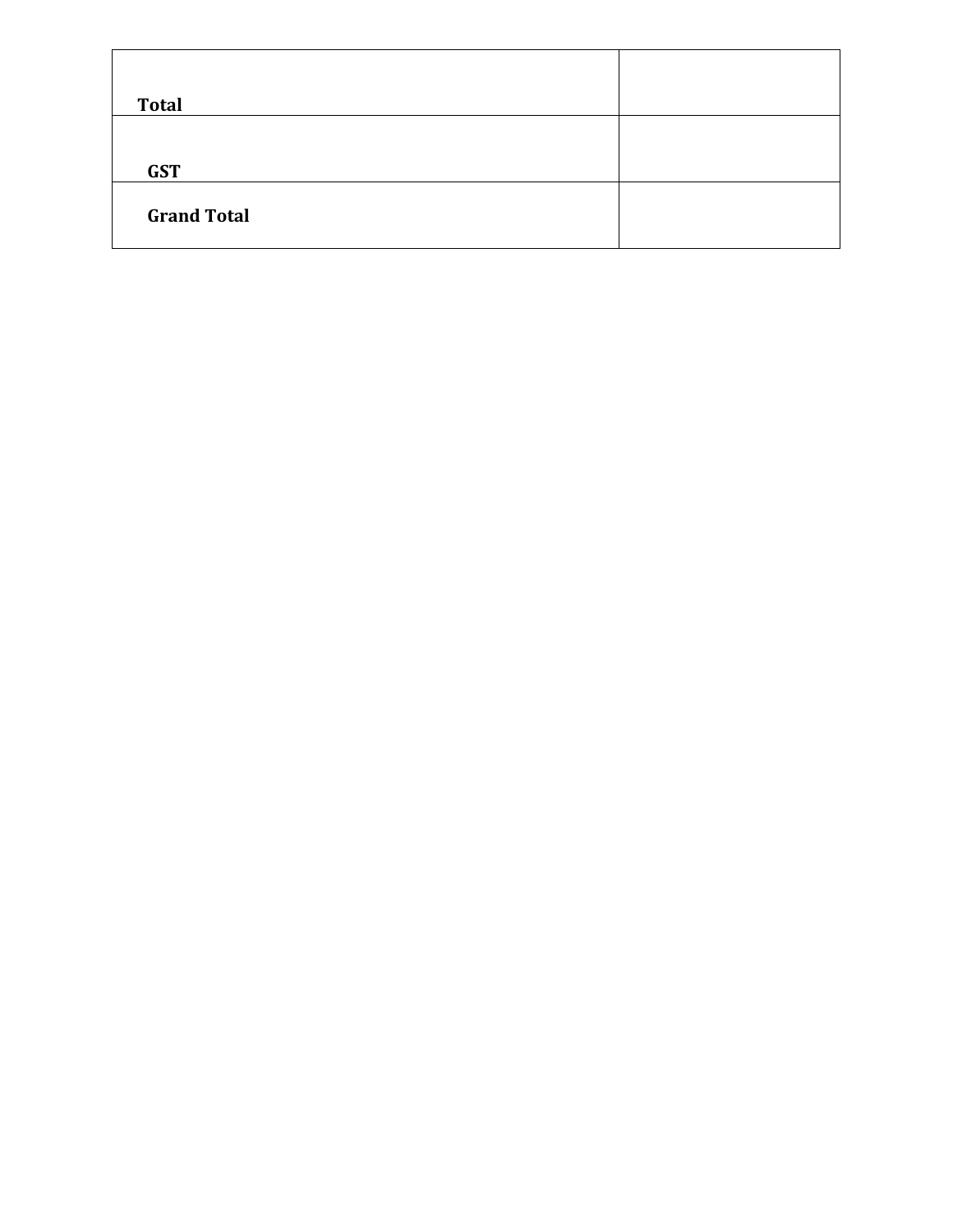| | |
|---|---|
| **Total** | |
| **GST** | |
| **Grand Total** | |